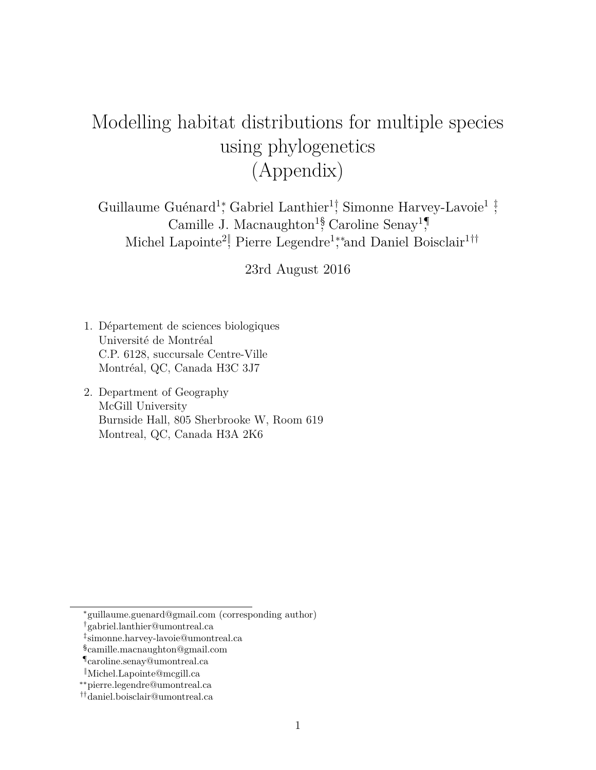# Modelling habitat distributions for multiple species using phylogenetics (Appendix)

Guillaume Guénard[1,*], Gabriel Lanthier[1,†], Simonne Harvey-Lavoie[1,‡], Camille J. Macnaughton[1,§], Caroline Senay[1,¶], Michel Lapointe[2,‖], Pierre Legendre[1,**] and Daniel Boisclair[1,††]

23rd August 2016

1. Département de sciences biologiques
   Université de Montréal
   C.P. 6128, succursale Centre-Ville
   Montréal, QC, Canada H3C 3J7

2. Department of Geography
   McGill University
   Burnside Hall, 805 Sherbrooke W, Room 619
   Montreal, QC, Canada H3A 2K6

---

[*] guillaume.guenard@gmail.com (corresponding author)

[†] gabriel.lanthier@umontreal.ca

[‡] simonne.harvey-lavoie@umontreal.ca

[§] camille.macnaughton@gmail.com

[¶] caroline.senay@umontreal.ca

[‖] Michel.Lapointe@mcgill.ca

[**] pierre.legendre@umontreal.ca

[††] daniel.boisclair@umontreal.ca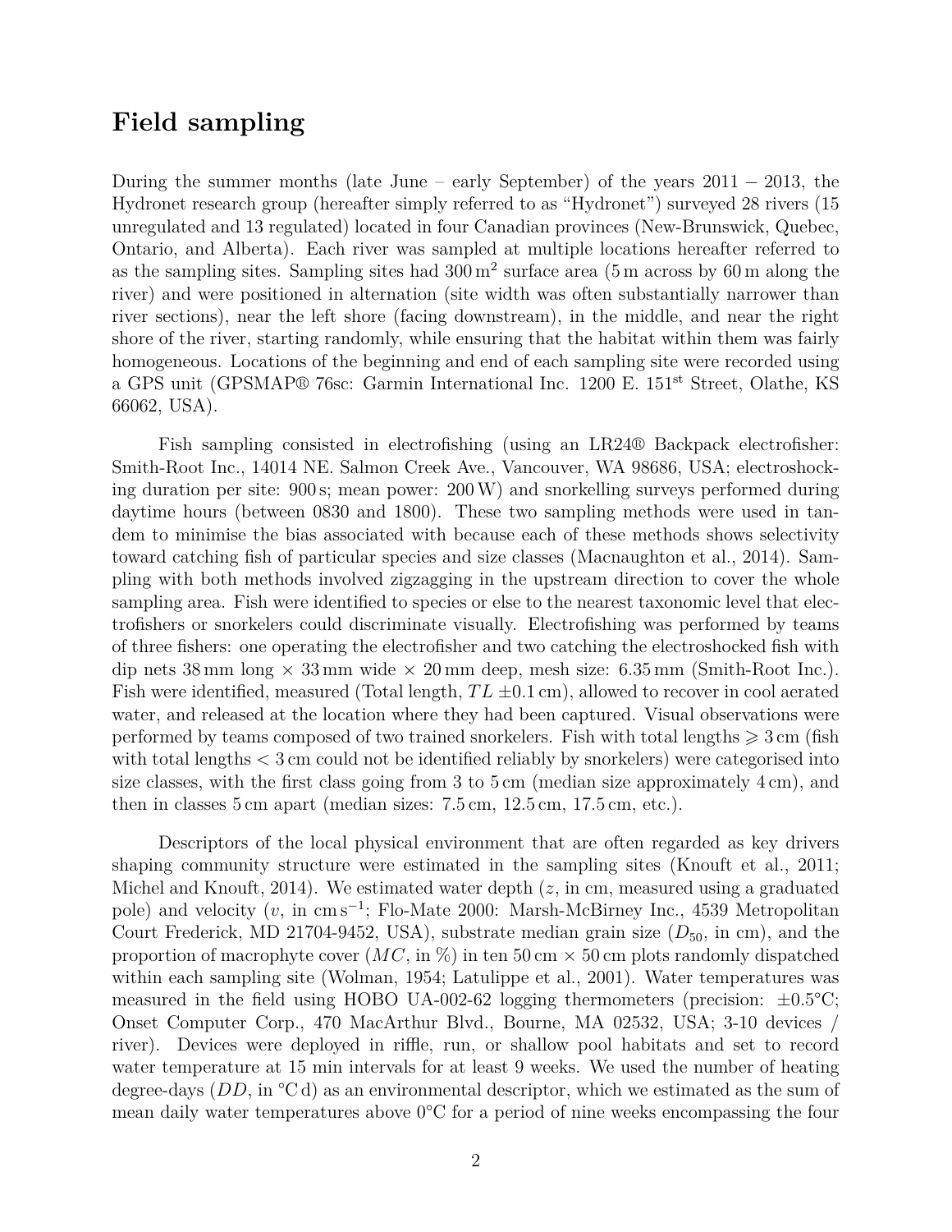# Field sampling

During the summer months (late June – early September) of the years 2011 − 2013, the Hydronet research group (hereafter simply referred to as "Hydronet") surveyed 28 rivers (15 unregulated and 13 regulated) located in four Canadian provinces (New-Brunswick, Quebec, Ontario, and Alberta). Each river was sampled at multiple locations hereafter referred to as the sampling sites. Sampling sites had $300\,\mathrm{m}^2$ surface area (5 m across by 60 m along the river) and were positioned in alternation (site width was often substantially narrower than river sections), near the left shore (facing downstream), in the middle, and near the right shore of the river, starting randomly, while ensuring that the habitat within them was fairly homogeneous. Locations of the beginning and end of each sampling site were recorded using a GPS unit (GPSMAP® 76sc: Garmin International Inc. 1200 E. 151st Street, Olathe, KS 66062, USA).

Fish sampling consisted in electrofishing (using an LR24® Backpack electrofisher: Smith-Root Inc., 14014 NE. Salmon Creek Ave., Vancouver, WA 98686, USA; electroshocking duration per site: 900 s; mean power: 200 W) and snorkelling surveys performed during daytime hours (between 0830 and 1800). These two sampling methods were used in tandem to minimise the bias associated with because each of these methods shows selectivity toward catching fish of particular species and size classes (Macnaughton et al., 2014). Sampling with both methods involved zigzagging in the upstream direction to cover the whole sampling area. Fish were identified to species or else to the nearest taxonomic level that electrofishers or snorkelers could discriminate visually. Electrofishing was performed by teams of three fishers: one operating the electrofisher and two catching the electroshocked fish with dip nets 38 mm long × 33 mm wide × 20 mm deep, mesh size: 6.35 mm (Smith-Root Inc.). Fish were identified, measured (Total length, $TL$ ±0.1 cm), allowed to recover in cool aerated water, and released at the location where they had been captured. Visual observations were performed by teams composed of two trained snorkelers. Fish with total lengths $\geqslant 3$ cm (fish with total lengths $< 3$ cm could not be identified reliably by snorkelers) were categorised into size classes, with the first class going from 3 to 5 cm (median size approximately 4 cm), and then in classes 5 cm apart (median sizes: 7.5 cm, 12.5 cm, 17.5 cm, etc.).

Descriptors of the local physical environment that are often regarded as key drivers shaping community structure were estimated in the sampling sites (Knouft et al., 2011; Michel and Knouft, 2014). We estimated water depth ($z$, in cm, measured using a graduated pole) and velocity ($v$, in $\mathrm{cm\,s^{-1}}$; Flo-Mate 2000: Marsh-McBirney Inc., 4539 Metropolitan Court Frederick, MD 21704-9452, USA), substrate median grain size ($D_{50}$, in cm), and the proportion of macrophyte cover ($MC$, in %) in ten 50 cm × 50 cm plots randomly dispatched within each sampling site (Wolman, 1954; Latulippe et al., 2001). Water temperatures was measured in the field using HOBO UA-002-62 logging thermometers (precision: ±0.5°C; Onset Computer Corp., 470 MacArthur Blvd., Bourne, MA 02532, USA; 3-10 devices / river). Devices were deployed in riffle, run, or shallow pool habitats and set to record water temperature at 15 min intervals for at least 9 weeks. We used the number of heating degree-days ($DD$, in °C d) as an environmental descriptor, which we estimated as the sum of mean daily water temperatures above 0°C for a period of nine weeks encompassing the four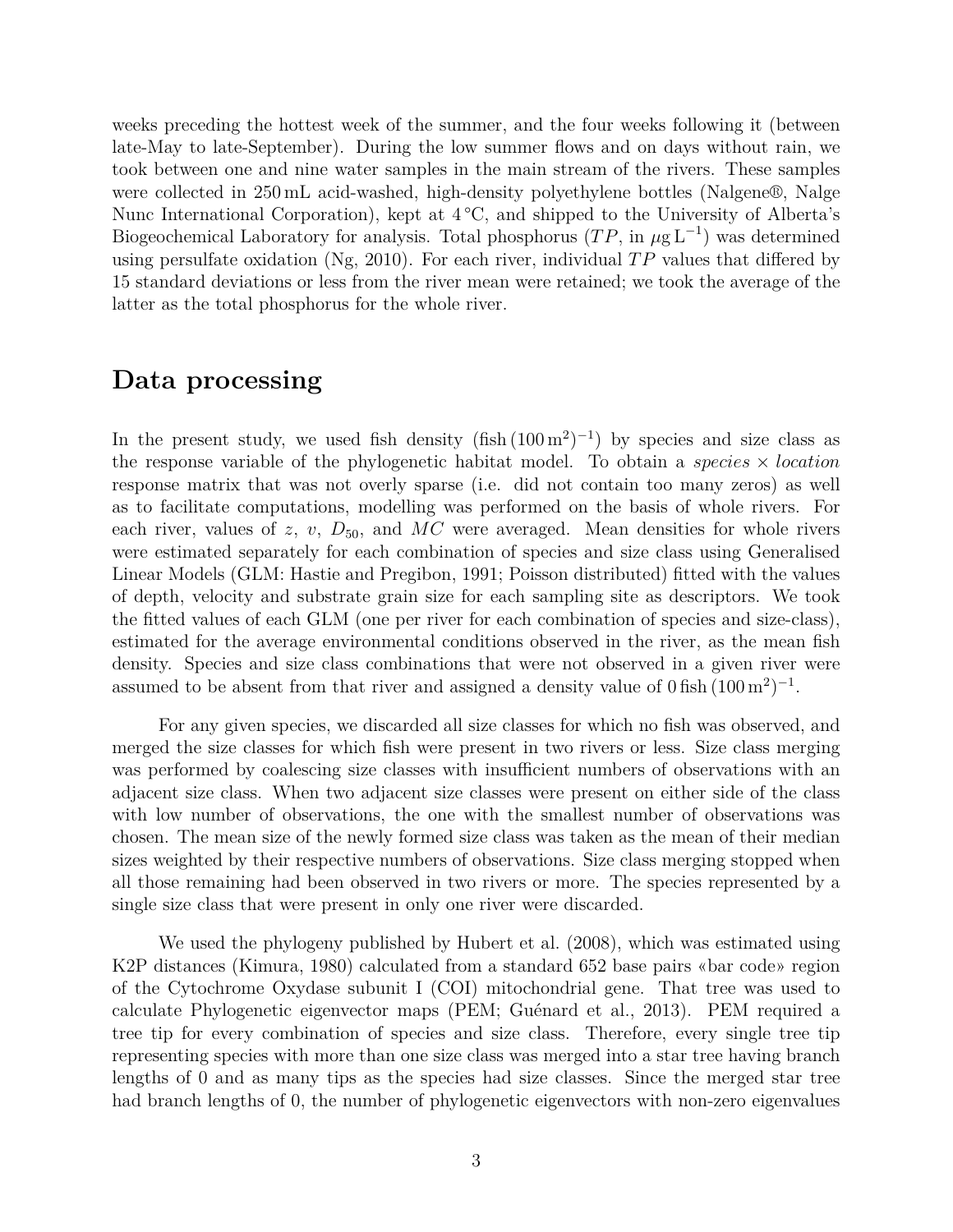weeks preceding the hottest week of the summer, and the four weeks following it (between late-May to late-September). During the low summer flows and on days without rain, we took between one and nine water samples in the main stream of the rivers. These samples were collected in 250 mL acid-washed, high-density polyethylene bottles (Nalgene®, Nalge Nunc International Corporation), kept at 4 °C, and shipped to the University of Alberta's Biogeochemical Laboratory for analysis. Total phosphorus ($TP$, in $\mu\mathrm{g\,L^{-1}}$) was determined using persulfate oxidation (Ng, 2010). For each river, individual $TP$ values that differed by 15 standard deviations or less from the river mean were retained; we took the average of the latter as the total phosphorus for the whole river.

## Data processing

In the present study, we used fish density ($\mathrm{fish\,(100\,m^2)^{-1}}$) by species and size class as the response variable of the phylogenetic habitat model. To obtain a *species* × *location* response matrix that was not overly sparse (i.e. did not contain too many zeros) as well as to facilitate computations, modelling was performed on the basis of whole rivers. For each river, values of $z$, $v$, $D_{50}$, and $MC$ were averaged. Mean densities for whole rivers were estimated separately for each combination of species and size class using Generalised Linear Models (GLM: Hastie and Pregibon, 1991; Poisson distributed) fitted with the values of depth, velocity and substrate grain size for each sampling site as descriptors. We took the fitted values of each GLM (one per river for each combination of species and size-class), estimated for the average environmental conditions observed in the river, as the mean fish density. Species and size class combinations that were not observed in a given river were assumed to be absent from that river and assigned a density value of $0\,\mathrm{fish\,(100\,m^2)^{-1}}$.

For any given species, we discarded all size classes for which no fish was observed, and merged the size classes for which fish were present in two rivers or less. Size class merging was performed by coalescing size classes with insufficient numbers of observations with an adjacent size class. When two adjacent size classes were present on either side of the class with low number of observations, the one with the smallest number of observations was chosen. The mean size of the newly formed size class was taken as the mean of their median sizes weighted by their respective numbers of observations. Size class merging stopped when all those remaining had been observed in two rivers or more. The species represented by a single size class that were present in only one river were discarded.

We used the phylogeny published by Hubert et al. (2008), which was estimated using K2P distances (Kimura, 1980) calculated from a standard 652 base pairs «bar code» region of the Cytochrome Oxydase subunit I (COI) mitochondrial gene. That tree was used to calculate Phylogenetic eigenvector maps (PEM; Guénard et al., 2013). PEM required a tree tip for every combination of species and size class. Therefore, every single tree tip representing species with more than one size class was merged into a star tree having branch lengths of 0 and as many tips as the species had size classes. Since the merged star tree had branch lengths of 0, the number of phylogenetic eigenvectors with non-zero eigenvalues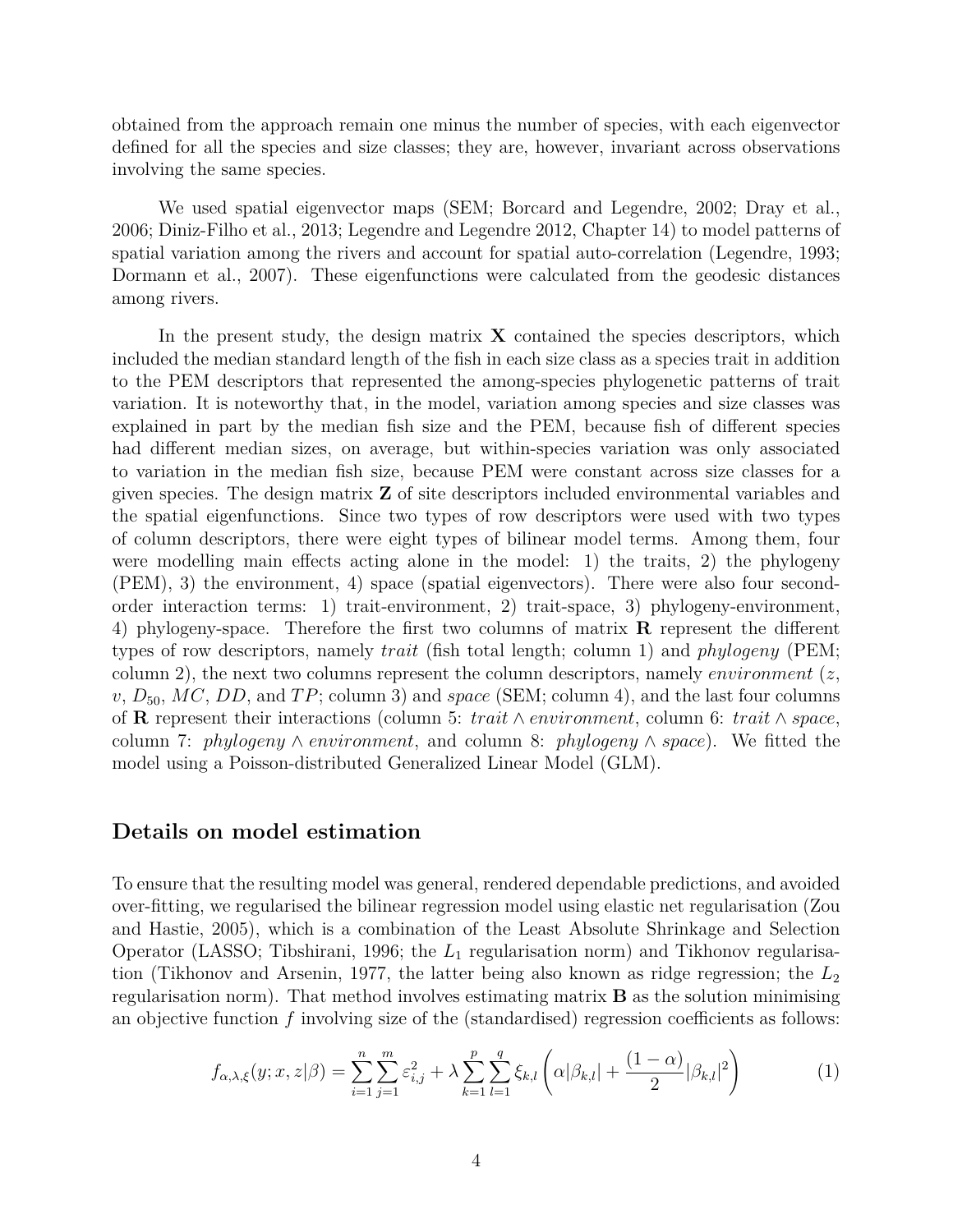obtained from the approach remain one minus the number of species, with each eigenvector defined for all the species and size classes; they are, however, invariant across observations involving the same species.

We used spatial eigenvector maps (SEM; Borcard and Legendre, 2002; Dray et al., 2006; Diniz-Filho et al., 2013; Legendre and Legendre 2012, Chapter 14) to model patterns of spatial variation among the rivers and account for spatial auto-correlation (Legendre, 1993; Dormann et al., 2007). These eigenfunctions were calculated from the geodesic distances among rivers.

In the present study, the design matrix $\mathbf{X}$ contained the species descriptors, which included the median standard length of the fish in each size class as a species trait in addition to the PEM descriptors that represented the among-species phylogenetic patterns of trait variation. It is noteworthy that, in the model, variation among species and size classes was explained in part by the median fish size and the PEM, because fish of different species had different median sizes, on average, but within-species variation was only associated to variation in the median fish size, because PEM were constant across size classes for a given species. The design matrix $\mathbf{Z}$ of site descriptors included environmental variables and the spatial eigenfunctions. Since two types of row descriptors were used with two types of column descriptors, there were eight types of bilinear model terms. Among them, four were modelling main effects acting alone in the model: 1) the traits, 2) the phylogeny (PEM), 3) the environment, 4) space (spatial eigenvectors). There were also four second-order interaction terms: 1) trait-environment, 2) trait-space, 3) phylogeny-environment, 4) phylogeny-space. Therefore the first two columns of matrix $\mathbf{R}$ represent the different types of row descriptors, namely *trait* (fish total length; column 1) and *phylogeny* (PEM; column 2), the next two columns represent the column descriptors, namely *environment* ($z$, $v$, $D_{50}$, $MC$, $DD$, and $TP$; column 3) and *space* (SEM; column 4), and the last four columns of $\mathbf{R}$ represent their interactions (column 5: $trait \wedge environment$, column 6: $trait \wedge space$, column 7: $phylogeny \wedge environment$, and column 8: $phylogeny \wedge space$). We fitted the model using a Poisson-distributed Generalized Linear Model (GLM).

## Details on model estimation

To ensure that the resulting model was general, rendered dependable predictions, and avoided over-fitting, we regularised the bilinear regression model using elastic net regularisation (Zou and Hastie, 2005), which is a combination of the Least Absolute Shrinkage and Selection Operator (LASSO; Tibshirani, 1996; the $L_1$ regularisation norm) and Tikhonov regularisation (Tikhonov and Arsenin, 1977, the latter being also known as ridge regression; the $L_2$ regularisation norm). That method involves estimating matrix $\mathbf{B}$ as the solution minimising an objective function $f$ involving size of the (standardised) regression coefficients as follows:

$$f_{\alpha,\lambda,\xi}(y; x, z|\beta) = \sum_{i=1}^{n}\sum_{j=1}^{m} \varepsilon_{i,j}^2 + \lambda \sum_{k=1}^{p}\sum_{l=1}^{q} \xi_{k,l} \left( \alpha|\beta_{k,l}| + \frac{(1-\alpha)}{2}|\beta_{k,l}|^2 \right) \tag{1}$$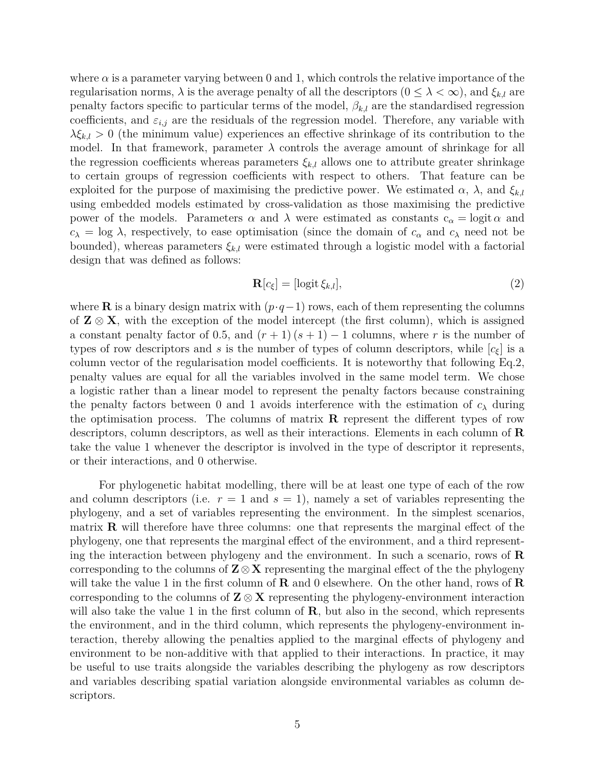where $\alpha$ is a parameter varying between 0 and 1, which controls the relative importance of the regularisation norms, $\lambda$ is the average penalty of all the descriptors ($0 \leq \lambda < \infty$), and $\xi_{k,l}$ are penalty factors specific to particular terms of the model, $\beta_{k,l}$ are the standardised regression coefficients, and $\varepsilon_{i,j}$ are the residuals of the regression model. Therefore, any variable with $\lambda\xi_{k,l} > 0$ (the minimum value) experiences an effective shrinkage of its contribution to the model. In that framework, parameter $\lambda$ controls the average amount of shrinkage for all the regression coefficients whereas parameters $\xi_{k,l}$ allows one to attribute greater shrinkage to certain groups of regression coefficients with respect to others. That feature can be exploited for the purpose of maximising the predictive power. We estimated $\alpha$, $\lambda$, and $\xi_{k,l}$ using embedded models estimated by cross-validation as those maximising the predictive power of the models. Parameters $\alpha$ and $\lambda$ were estimated as constants $c_\alpha = \operatorname{logit} \alpha$ and $c_\lambda = \log \lambda$, respectively, to ease optimisation (since the domain of $c_\alpha$ and $c_\lambda$ need not be bounded), whereas parameters $\xi_{k,l}$ were estimated through a logistic model with a factorial design that was defined as follows:

$$\mathbf{R}[c_\xi] = [\operatorname{logit} \xi_{k,l}], \tag{2}$$

where $\mathbf{R}$ is a binary design matrix with $(p \cdot q - 1)$ rows, each of them representing the columns of $\mathbf{Z} \otimes \mathbf{X}$, with the exception of the model intercept (the first column), which is assigned a constant penalty factor of 0.5, and $(r+1)(s+1) - 1$ columns, where $r$ is the number of types of row descriptors and $s$ is the number of types of column descriptors, while $[c_\xi]$ is a column vector of the regularisation model coefficients. It is noteworthy that following Eq.2, penalty values are equal for all the variables involved in the same model term. We chose a logistic rather than a linear model to represent the penalty factors because constraining the penalty factors between 0 and 1 avoids interference with the estimation of $c_\lambda$ during the optimisation process. The columns of matrix $\mathbf{R}$ represent the different types of row descriptors, column descriptors, as well as their interactions. Elements in each column of $\mathbf{R}$ take the value 1 whenever the descriptor is involved in the type of descriptor it represents, or their interactions, and 0 otherwise.

For phylogenetic habitat modelling, there will be at least one type of each of the row and column descriptors (i.e. $r = 1$ and $s = 1$), namely a set of variables representing the phylogeny, and a set of variables representing the environment. In the simplest scenarios, matrix $\mathbf{R}$ will therefore have three columns: one that represents the marginal effect of the phylogeny, one that represents the marginal effect of the environment, and a third representing the interaction between phylogeny and the environment. In such a scenario, rows of $\mathbf{R}$ corresponding to the columns of $\mathbf{Z} \otimes \mathbf{X}$ representing the marginal effect of the the phylogeny will take the value 1 in the first column of $\mathbf{R}$ and 0 elsewhere. On the other hand, rows of $\mathbf{R}$ corresponding to the columns of $\mathbf{Z} \otimes \mathbf{X}$ representing the phylogeny-environment interaction will also take the value 1 in the first column of $\mathbf{R}$, but also in the second, which represents the environment, and in the third column, which represents the phylogeny-environment interaction, thereby allowing the penalties applied to the marginal effects of phylogeny and environment to be non-additive with that applied to their interactions. In practice, it may be useful to use traits alongside the variables describing the phylogeny as row descriptors and variables describing spatial variation alongside environmental variables as column descriptors.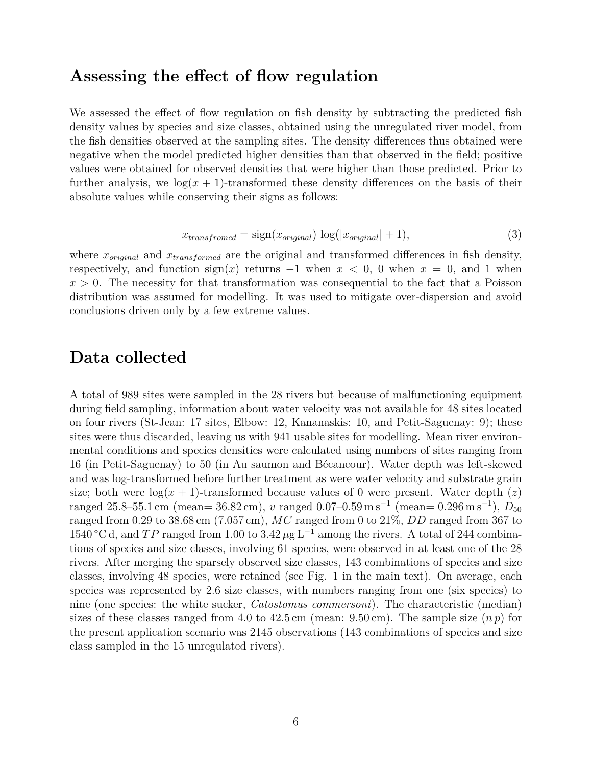## Assessing the effect of flow regulation

We assessed the effect of flow regulation on fish density by subtracting the predicted fish density values by species and size classes, obtained using the unregulated river model, from the fish densities observed at the sampling sites. The density differences thus obtained were negative when the model predicted higher densities than that observed in the field; positive values were obtained for observed densities that were higher than those predicted. Prior to further analysis, we $\log(x+1)$-transformed these density differences on the basis of their absolute values while conserving their signs as follows:

$$x_{transfromed} = \text{sign}(x_{original}) \log(|x_{original}| + 1), \tag{3}$$

where $x_{original}$ and $x_{transformed}$ are the original and transformed differences in fish density, respectively, and function $\text{sign}(x)$ returns $-1$ when $x < 0$, 0 when $x = 0$, and 1 when $x > 0$. The necessity for that transformation was consequential to the fact that a Poisson distribution was assumed for modelling. It was used to mitigate over-dispersion and avoid conclusions driven only by a few extreme values.

## Data collected

A total of 989 sites were sampled in the 28 rivers but because of malfunctioning equipment during field sampling, information about water velocity was not available for 48 sites located on four rivers (St-Jean: 17 sites, Elbow: 12, Kananaskis: 10, and Petit-Saguenay: 9); these sites were thus discarded, leaving us with 941 usable sites for modelling. Mean river environmental conditions and species densities were calculated using numbers of sites ranging from 16 (in Petit-Saguenay) to 50 (in Au saumon and Bécancour). Water depth was left-skewed and was log-transformed before further treatment as were water velocity and substrate grain size; both were $\log(x+1)$-transformed because values of 0 were present. Water depth ($z$) ranged 25.8–55.1 cm (mean= 36.82 cm), $v$ ranged 0.07–0.59 $\text{m}\,\text{s}^{-1}$ (mean= 0.296 $\text{m}\,\text{s}^{-1}$), $D_{50}$ ranged from 0.29 to 38.68 cm (7.057 cm), $MC$ ranged from 0 to 21%, $DD$ ranged from 367 to 1540 °C d, and $TP$ ranged from 1.00 to 3.42 $\mu\text{g}\,\text{L}^{-1}$ among the rivers. A total of 244 combinations of species and size classes, involving 61 species, were observed in at least one of the 28 rivers. After merging the sparsely observed size classes, 143 combinations of species and size classes, involving 48 species, were retained (see Fig. 1 in the main text). On average, each species was represented by 2.6 size classes, with numbers ranging from one (six species) to nine (one species: the white sucker, *Catostomus commersoni*). The characteristic (median) sizes of these classes ranged from 4.0 to 42.5 cm (mean: 9.50 cm). The sample size ($n\,p$) for the present application scenario was 2145 observations (143 combinations of species and size class sampled in the 15 unregulated rivers).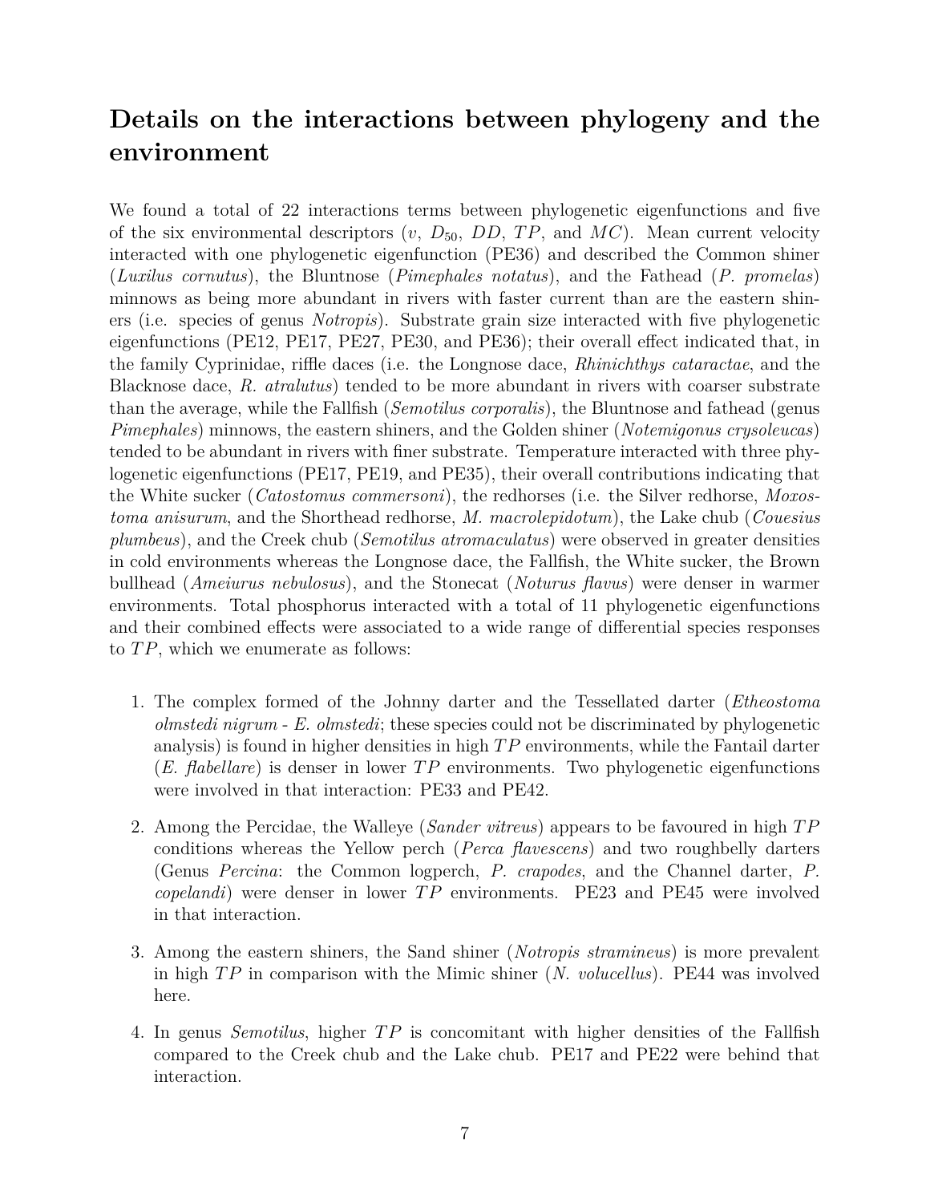# Details on the interactions between phylogeny and the environment

We found a total of 22 interactions terms between phylogenetic eigenfunctions and five of the six environmental descriptors ($v$, $D_{50}$, $DD$, $TP$, and $MC$). Mean current velocity interacted with one phylogenetic eigenfunction (PE36) and described the Common shiner (*Luxilus cornutus*), the Bluntnose (*Pimephales notatus*), and the Fathead (*P. promelas*) minnows as being more abundant in rivers with faster current than are the eastern shiners (i.e. species of genus *Notropis*). Substrate grain size interacted with five phylogenetic eigenfunctions (PE12, PE17, PE27, PE30, and PE36); their overall effect indicated that, in the family Cyprinidae, riffle daces (i.e. the Longnose dace, *Rhinichthys cataractae*, and the Blacknose dace, *R. atralutus*) tended to be more abundant in rivers with coarser substrate than the average, while the Fallfish (*Semotilus corporalis*), the Bluntnose and fathead (genus *Pimephales*) minnows, the eastern shiners, and the Golden shiner (*Notemigonus crysoleucas*) tended to be abundant in rivers with finer substrate. Temperature interacted with three phylogenetic eigenfunctions (PE17, PE19, and PE35), their overall contributions indicating that the White sucker (*Catostomus commersoni*), the redhorses (i.e. the Silver redhorse, *Moxostoma anisurum*, and the Shorthead redhorse, *M. macrolepidotum*), the Lake chub (*Couesius plumbeus*), and the Creek chub (*Semotilus atromaculatus*) were observed in greater densities in cold environments whereas the Longnose dace, the Fallfish, the White sucker, the Brown bullhead (*Ameiurus nebulosus*), and the Stonecat (*Noturus flavus*) were denser in warmer environments. Total phosphorus interacted with a total of 11 phylogenetic eigenfunctions and their combined effects were associated to a wide range of differential species responses to $TP$, which we enumerate as follows:

1. The complex formed of the Johnny darter and the Tessellated darter (*Etheostoma olmstedi nigrum* - *E. olmstedi*; these species could not be discriminated by phylogenetic analysis) is found in higher densities in high $TP$ environments, while the Fantail darter (*E. flabellare*) is denser in lower $TP$ environments. Two phylogenetic eigenfunctions were involved in that interaction: PE33 and PE42.

2. Among the Percidae, the Walleye (*Sander vitreus*) appears to be favoured in high $TP$ conditions whereas the Yellow perch (*Perca flavescens*) and two roughbelly darters (Genus *Percina*: the Common logperch, *P. crapodes*, and the Channel darter, *P. copelandi*) were denser in lower $TP$ environments. PE23 and PE45 were involved in that interaction.

3. Among the eastern shiners, the Sand shiner (*Notropis stramineus*) is more prevalent in high $TP$ in comparison with the Mimic shiner (*N. volucellus*). PE44 was involved here.

4. In genus *Semotilus*, higher $TP$ is concomitant with higher densities of the Fallfish compared to the Creek chub and the Lake chub. PE17 and PE22 were behind that interaction.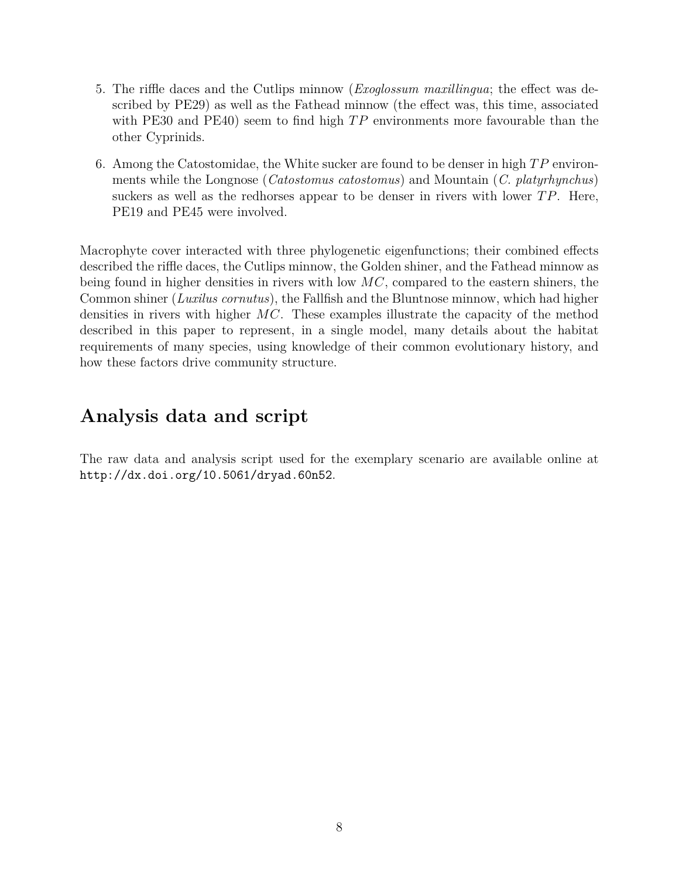5. The riffle daces and the Cutlips minnow (*Exoglossum maxillingua*; the effect was described by PE29) as well as the Fathead minnow (the effect was, this time, associated with PE30 and PE40) seem to find high $TP$ environments more favourable than the other Cyprinids.

6. Among the Catostomidae, the White sucker are found to be denser in high $TP$ environments while the Longnose (*Catostomus catostomus*) and Mountain (*C. platyrhynchus*) suckers as well as the redhorses appear to be denser in rivers with lower $TP$. Here, PE19 and PE45 were involved.

Macrophyte cover interacted with three phylogenetic eigenfunctions; their combined effects described the riffle daces, the Cutlips minnow, the Golden shiner, and the Fathead minnow as being found in higher densities in rivers with low $MC$, compared to the eastern shiners, the Common shiner (*Luxilus cornutus*), the Fallfish and the Bluntnose minnow, which had higher densities in rivers with higher $MC$. These examples illustrate the capacity of the method described in this paper to represent, in a single model, many details about the habitat requirements of many species, using knowledge of their common evolutionary history, and how these factors drive community structure.

## Analysis data and script

The raw data and analysis script used for the exemplary scenario are available online at `http://dx.doi.org/10.5061/dryad.60n52`.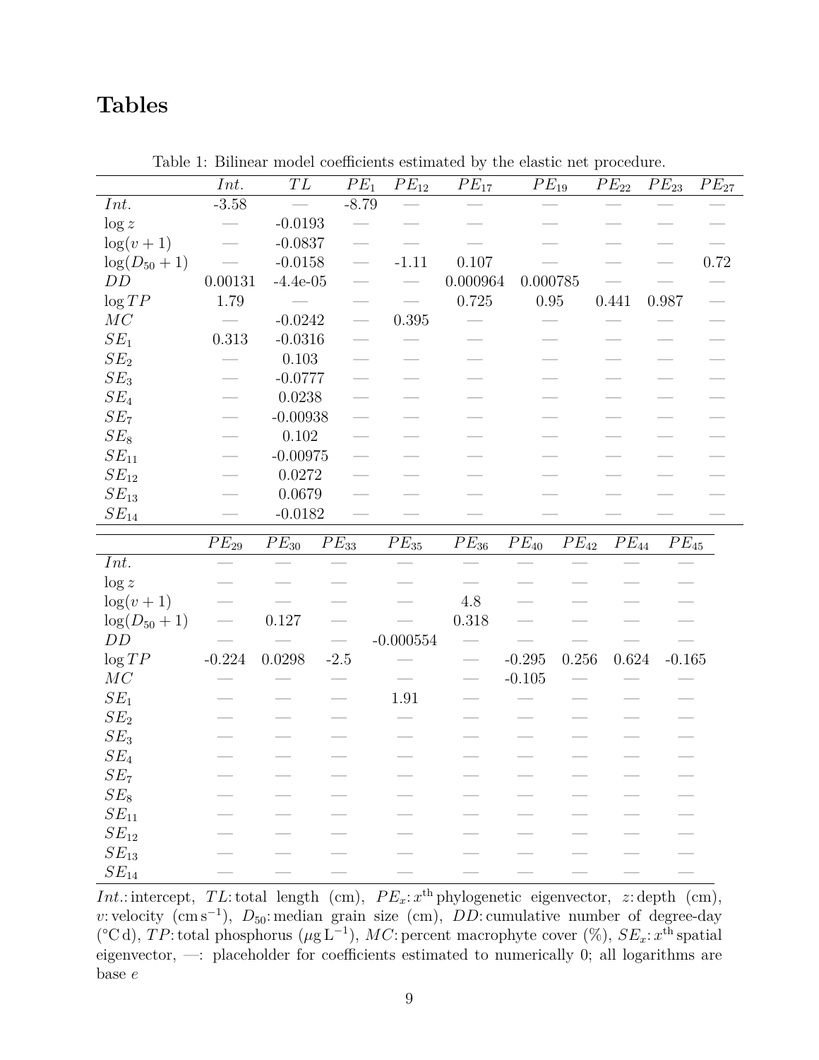# Tables

Table 1: Bilinear model coefficients estimated by the elastic net procedure.

| | $Int.$ | $TL$ | $PE_1$ | $PE_{12}$ | $PE_{17}$ | $PE_{19}$ | $PE_{22}$ | $PE_{23}$ | $PE_{27}$ |
|---|---|---|---|---|---|---|---|---|---|
| $Int.$ | -3.58 | — | -8.79 | — | — | — | — | — | — |
| $\log z$ | — | -0.0193 | — | — | — | — | — | — | — |
| $\log(v+1)$ | — | -0.0837 | — | — | — | — | — | — | — |
| $\log(D_{50}+1)$ | — | -0.0158 | — | -1.11 | 0.107 | — | — | — | 0.72 |
| $DD$ | 0.00131 | -4.4e-05 | — | — | 0.000964 | 0.000785 | — | — | — |
| $\log TP$ | 1.79 | — | — | — | 0.725 | 0.95 | 0.441 | 0.987 | — |
| $MC$ | — | -0.0242 | — | 0.395 | — | — | — | — | — |
| $SE_1$ | 0.313 | -0.0316 | — | — | — | — | — | — | — |
| $SE_2$ | — | 0.103 | — | — | — | — | — | — | — |
| $SE_3$ | — | -0.0777 | — | — | — | — | — | — | — |
| $SE_4$ | — | 0.0238 | — | — | — | — | — | — | — |
| $SE_7$ | — | -0.00938 | — | — | — | — | — | — | — |
| $SE_8$ | — | 0.102 | — | — | — | — | — | — | — |
| $SE_{11}$ | — | -0.00975 | — | — | — | — | — | — | — |
| $SE_{12}$ | — | 0.0272 | — | — | — | — | — | — | — |
| $SE_{13}$ | — | 0.0679 | — | — | — | — | — | — | — |
| $SE_{14}$ | — | -0.0182 | — | — | — | — | — | — | — |

| | $PE_{29}$ | $PE_{30}$ | $PE_{33}$ | $PE_{35}$ | $PE_{36}$ | $PE_{40}$ | $PE_{42}$ | $PE_{44}$ | $PE_{45}$ |
|---|---|---|---|---|---|---|---|---|---|
| $Int.$ | — | — | — | — | — | — | — | — | — |
| $\log z$ | — | — | — | — | — | — | — | — | — |
| $\log(v+1)$ | — | — | — | — | 4.8 | — | — | — | — |
| $\log(D_{50}+1)$ | — | 0.127 | — | — | 0.318 | — | — | — | — |
| $DD$ | — | — | — | -0.000554 | — | — | — | — | — |
| $\log TP$ | -0.224 | 0.0298 | -2.5 | — | — | -0.295 | 0.256 | 0.624 | -0.165 |
| $MC$ | — | — | — | — | — | -0.105 | — | — | — |
| $SE_1$ | — | — | — | 1.91 | — | — | — | — | — |
| $SE_2$ | — | — | — | — | — | — | — | — | — |
| $SE_3$ | — | — | — | — | — | — | — | — | — |
| $SE_4$ | — | — | — | — | — | — | — | — | — |
| $SE_7$ | — | — | — | — | — | — | — | — | — |
| $SE_8$ | — | — | — | — | — | — | — | — | — |
| $SE_{11}$ | — | — | — | — | — | — | — | — | — |
| $SE_{12}$ | — | — | — | — | — | — | — | — | — |
| $SE_{13}$ | — | — | — | — | — | — | — | — | — |
| $SE_{14}$ | — | — | — | — | — | — | — | — | — |

$Int.$: intercept, $TL$: total length (cm), $PE_x$: $x^{\text{th}}$ phylogenetic eigenvector, $z$: depth (cm), $v$: velocity ($\text{cm}\,\text{s}^{-1}$), $D_{50}$: median grain size (cm), $DD$: cumulative number of degree-day (°C d), $TP$: total phosphorus ($\mu\text{g}\,\text{L}^{-1}$), $MC$: percent macrophyte cover (%), $SE_x$: $x^{\text{th}}$ spatial eigenvector, —: placeholder for coefficients estimated to numerically 0; all logarithms are base $e$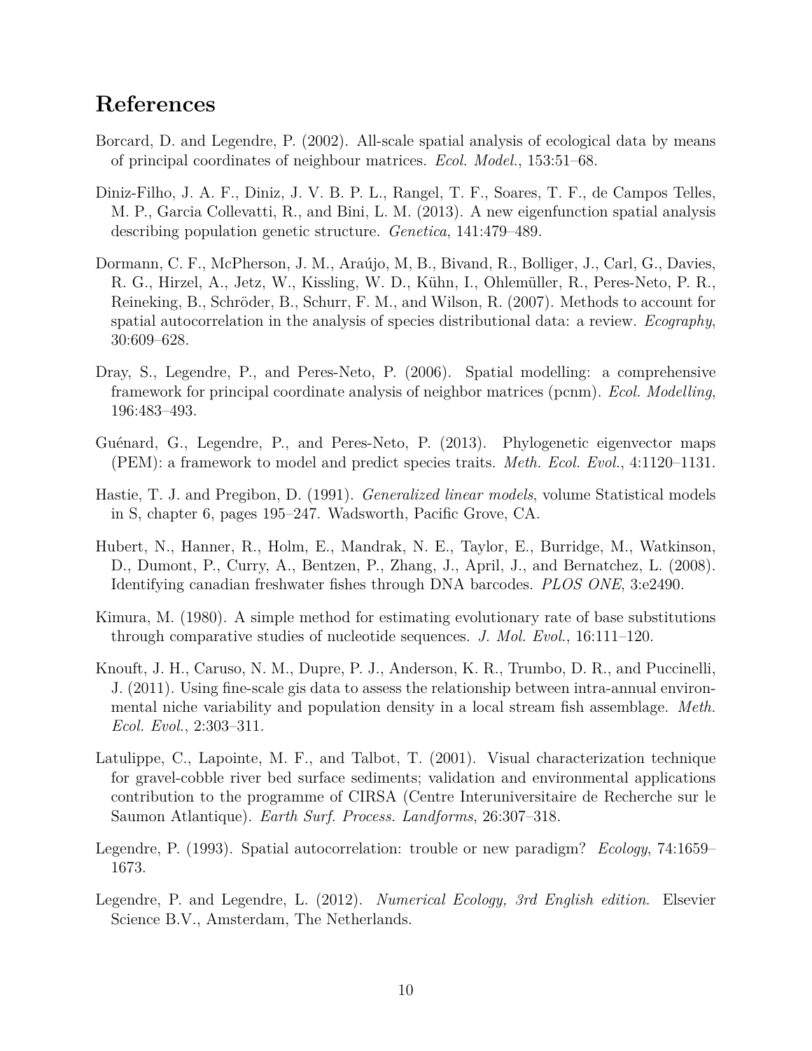# References

Borcard, D. and Legendre, P. (2002). All-scale spatial analysis of ecological data by means of principal coordinates of neighbour matrices. *Ecol. Model.*, 153:51–68.

Diniz-Filho, J. A. F., Diniz, J. V. B. P. L., Rangel, T. F., Soares, T. F., de Campos Telles, M. P., Garcia Collevatti, R., and Bini, L. M. (2013). A new eigenfunction spatial analysis describing population genetic structure. *Genetica*, 141:479–489.

Dormann, C. F., McPherson, J. M., Araújo, M, B., Bivand, R., Bolliger, J., Carl, G., Davies, R. G., Hirzel, A., Jetz, W., Kissling, W. D., Kühn, I., Ohlemüller, R., Peres-Neto, P. R., Reineking, B., Schröder, B., Schurr, F. M., and Wilson, R. (2007). Methods to account for spatial autocorrelation in the analysis of species distributional data: a review. *Ecography*, 30:609–628.

Dray, S., Legendre, P., and Peres-Neto, P. (2006). Spatial modelling: a comprehensive framework for principal coordinate analysis of neighbor matrices (pcnm). *Ecol. Modelling*, 196:483–493.

Guénard, G., Legendre, P., and Peres-Neto, P. (2013). Phylogenetic eigenvector maps (PEM): a framework to model and predict species traits. *Meth. Ecol. Evol.*, 4:1120–1131.

Hastie, T. J. and Pregibon, D. (1991). *Generalized linear models*, volume Statistical models in S, chapter 6, pages 195–247. Wadsworth, Pacific Grove, CA.

Hubert, N., Hanner, R., Holm, E., Mandrak, N. E., Taylor, E., Burridge, M., Watkinson, D., Dumont, P., Curry, A., Bentzen, P., Zhang, J., April, J., and Bernatchez, L. (2008). Identifying canadian freshwater fishes through DNA barcodes. *PLOS ONE*, 3:e2490.

Kimura, M. (1980). A simple method for estimating evolutionary rate of base substitutions through comparative studies of nucleotide sequences. *J. Mol. Evol.*, 16:111–120.

Knouft, J. H., Caruso, N. M., Dupre, P. J., Anderson, K. R., Trumbo, D. R., and Puccinelli, J. (2011). Using fine-scale gis data to assess the relationship between intra-annual environmental niche variability and population density in a local stream fish assemblage. *Meth. Ecol. Evol.*, 2:303–311.

Latulippe, C., Lapointe, M. F., and Talbot, T. (2001). Visual characterization technique for gravel-cobble river bed surface sediments; validation and environmental applications contribution to the programme of CIRSA (Centre Interuniversitaire de Recherche sur le Saumon Atlantique). *Earth Surf. Process. Landforms*, 26:307–318.

Legendre, P. (1993). Spatial autocorrelation: trouble or new paradigm? *Ecology*, 74:1659–1673.

Legendre, P. and Legendre, L. (2012). *Numerical Ecology, 3rd English edition.* Elsevier Science B.V., Amsterdam, The Netherlands.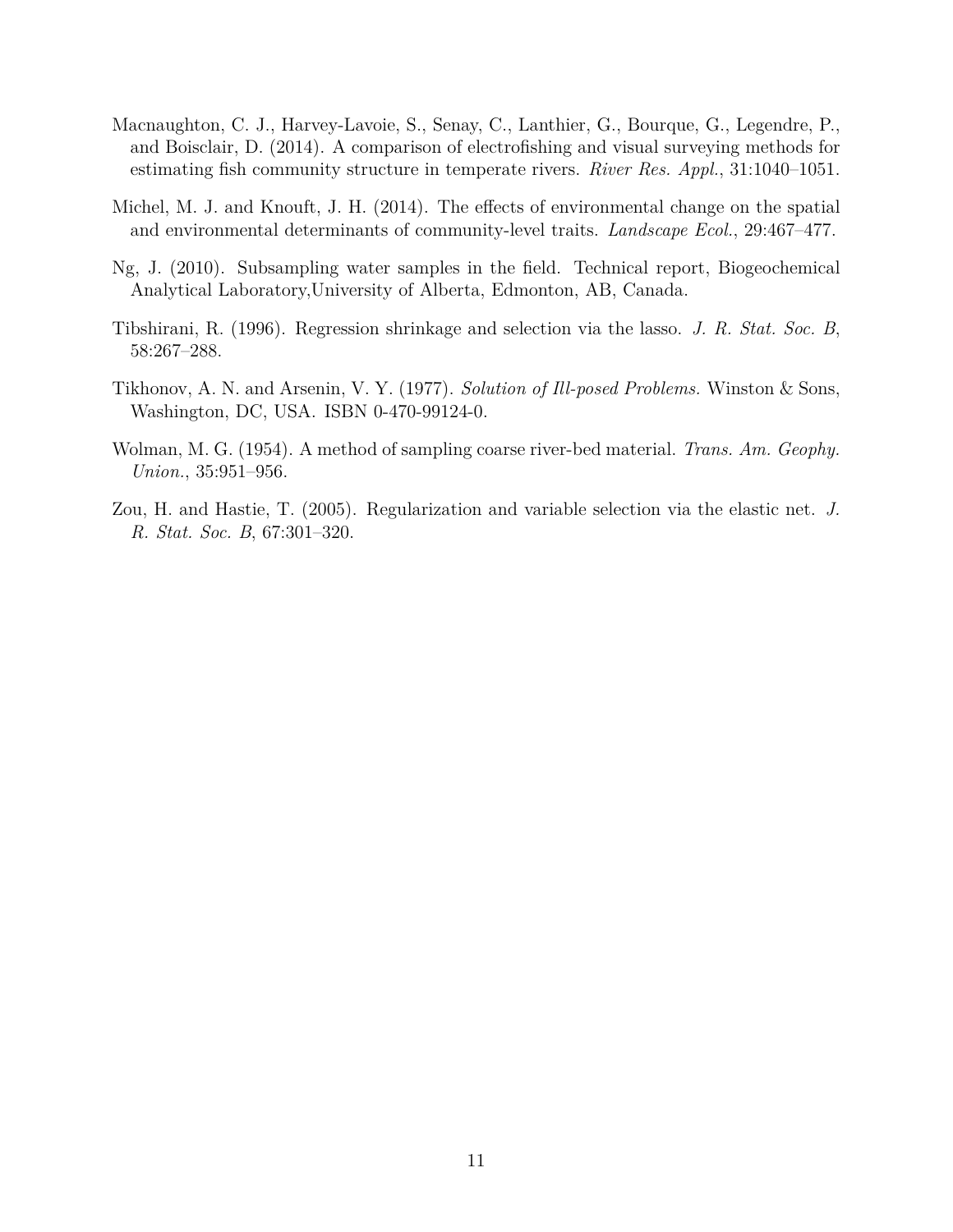Macnaughton, C. J., Harvey-Lavoie, S., Senay, C., Lanthier, G., Bourque, G., Legendre, P., and Boisclair, D. (2014). A comparison of electrofishing and visual surveying methods for estimating fish community structure in temperate rivers. *River Res. Appl.*, 31:1040–1051.

Michel, M. J. and Knouft, J. H. (2014). The effects of environmental change on the spatial and environmental determinants of community-level traits. *Landscape Ecol.*, 29:467–477.

Ng, J. (2010). Subsampling water samples in the field. Technical report, Biogeochemical Analytical Laboratory,University of Alberta, Edmonton, AB, Canada.

Tibshirani, R. (1996). Regression shrinkage and selection via the lasso. *J. R. Stat. Soc. B*, 58:267–288.

Tikhonov, A. N. and Arsenin, V. Y. (1977). *Solution of Ill-posed Problems.* Winston & Sons, Washington, DC, USA. ISBN 0-470-99124-0.

Wolman, M. G. (1954). A method of sampling coarse river-bed material. *Trans. Am. Geophy. Union.*, 35:951–956.

Zou, H. and Hastie, T. (2005). Regularization and variable selection via the elastic net. *J. R. Stat. Soc. B*, 67:301–320.